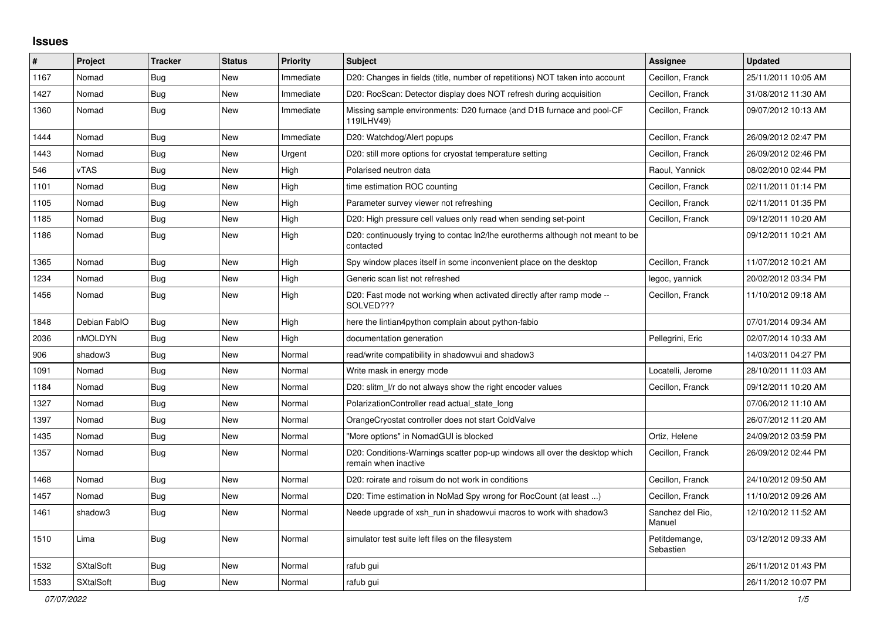# Issues

| # | Project | Tracker | Status | Priority | Subject | Assignee | Updated |
|---|---|---|---|---|---|---|---|
| 1167 | Nomad | Bug | New | Immediate | D20: Changes in fields (title, number of repetitions) NOT taken into account | Cecillon, Franck | 25/11/2011 10:05 AM |
| 1427 | Nomad | Bug | New | Immediate | D20: RocScan: Detector display does NOT refresh during acquisition | Cecillon, Franck | 31/08/2012 11:30 AM |
| 1360 | Nomad | Bug | New | Immediate | Missing sample environments: D20 furnace (and D1B furnace and pool-CF 119ILHV49) | Cecillon, Franck | 09/07/2012 10:13 AM |
| 1444 | Nomad | Bug | New | Immediate | D20: Watchdog/Alert popups | Cecillon, Franck | 26/09/2012 02:47 PM |
| 1443 | Nomad | Bug | New | Urgent | D20: still more options for cryostat temperature setting | Cecillon, Franck | 26/09/2012 02:46 PM |
| 546 | vTAS | Bug | New | High | Polarised neutron data | Raoul, Yannick | 08/02/2010 02:44 PM |
| 1101 | Nomad | Bug | New | High | time estimation ROC counting | Cecillon, Franck | 02/11/2011 01:14 PM |
| 1105 | Nomad | Bug | New | High | Parameter survey viewer not refreshing | Cecillon, Franck | 02/11/2011 01:35 PM |
| 1185 | Nomad | Bug | New | High | D20: High pressure cell values only read when sending set-point | Cecillon, Franck | 09/12/2011 10:20 AM |
| 1186 | Nomad | Bug | New | High | D20: continuously trying to contac ln2/lhe eurotherms although not meant to be contacted | | 09/12/2011 10:21 AM |
| 1365 | Nomad | Bug | New | High | Spy window places itself in some inconvenient place on the desktop | Cecillon, Franck | 11/07/2012 10:21 AM |
| 1234 | Nomad | Bug | New | High | Generic scan list not refreshed | legoc, yannick | 20/02/2012 03:34 PM |
| 1456 | Nomad | Bug | New | High | D20: Fast mode not working when activated directly after ramp mode -- SOLVED??? | Cecillon, Franck | 11/10/2012 09:18 AM |
| 1848 | Debian FabIO | Bug | New | High | here the lintian4python complain about python-fabio | | 07/01/2014 09:34 AM |
| 2036 | nMOLDYN | Bug | New | High | documentation generation | Pellegrini, Eric | 02/07/2014 10:33 AM |
| 906 | shadow3 | Bug | New | Normal | read/write compatibility in shadowvui and shadow3 | | 14/03/2011 04:27 PM |
| 1091 | Nomad | Bug | New | Normal | Write mask in energy mode | Locatelli, Jerome | 28/10/2011 11:03 AM |
| 1184 | Nomad | Bug | New | Normal | D20: slitm_l/r do not always show the right encoder values | Cecillon, Franck | 09/12/2011 10:20 AM |
| 1327 | Nomad | Bug | New | Normal | PolarizationController read actual_state_long | | 07/06/2012 11:10 AM |
| 1397 | Nomad | Bug | New | Normal | OrangeCryostat controller does not start ColdValve | | 26/07/2012 11:20 AM |
| 1435 | Nomad | Bug | New | Normal | "More options" in NomadGUI is blocked | Ortiz, Helene | 24/09/2012 03:59 PM |
| 1357 | Nomad | Bug | New | Normal | D20: Conditions-Warnings scatter pop-up windows all over the desktop which remain when inactive | Cecillon, Franck | 26/09/2012 02:44 PM |
| 1468 | Nomad | Bug | New | Normal | D20: roirate and roisum do not work in conditions | Cecillon, Franck | 24/10/2012 09:50 AM |
| 1457 | Nomad | Bug | New | Normal | D20: Time estimation in NoMad Spy wrong for RocCount (at least ...) | Cecillon, Franck | 11/10/2012 09:26 AM |
| 1461 | shadow3 | Bug | New | Normal | Neede upgrade of xsh_run in shadowvui macros to work with shadow3 | Sanchez del Rio, Manuel | 12/10/2012 11:52 AM |
| 1510 | Lima | Bug | New | Normal | simulator test suite left files on the filesystem | Petitdemange, Sebastien | 03/12/2012 09:33 AM |
| 1532 | SXtalSoft | Bug | New | Normal | rafub gui | | 26/11/2012 01:43 PM |
| 1533 | SXtalSoft | Bug | New | Normal | rafub gui | | 26/11/2012 10:07 PM |

*07/07/2022*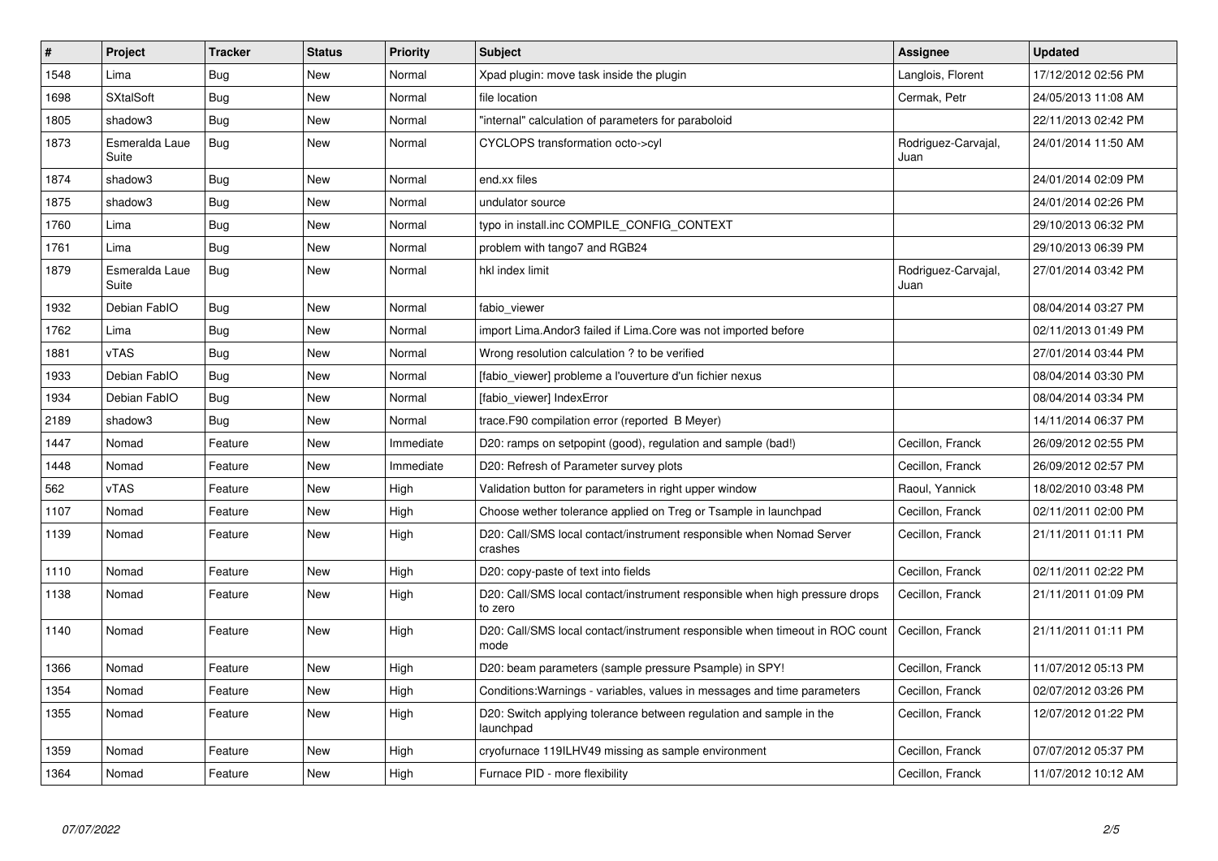| # | Project | Tracker | Status | Priority | Subject | Assignee | Updated |
|---|---|---|---|---|---|---|---|
| 1548 | Lima | Bug | New | Normal | Xpad plugin: move task inside the plugin | Langlois, Florent | 17/12/2012 02:56 PM |
| 1698 | SXtalSoft | Bug | New | Normal | file location | Cermak, Petr | 24/05/2013 11:08 AM |
| 1805 | shadow3 | Bug | New | Normal | "internal" calculation of parameters for paraboloid | | 22/11/2013 02:42 PM |
| 1873 | Esmeralda Laue Suite | Bug | New | Normal | CYCLOPS transformation octo->cyl | Rodriguez-Carvajal, Juan | 24/01/2014 11:50 AM |
| 1874 | shadow3 | Bug | New | Normal | end.xx files | | 24/01/2014 02:09 PM |
| 1875 | shadow3 | Bug | New | Normal | undulator source | | 24/01/2014 02:26 PM |
| 1760 | Lima | Bug | New | Normal | typo in install.inc COMPILE_CONFIG_CONTEXT | | 29/10/2013 06:32 PM |
| 1761 | Lima | Bug | New | Normal | problem with tango7 and RGB24 | | 29/10/2013 06:39 PM |
| 1879 | Esmeralda Laue Suite | Bug | New | Normal | hkl index limit | Rodriguez-Carvajal, Juan | 27/01/2014 03:42 PM |
| 1932 | Debian FabIO | Bug | New | Normal | fabio_viewer | | 08/04/2014 03:27 PM |
| 1762 | Lima | Bug | New | Normal | import Lima.Andor3 failed if Lima.Core was not imported before | | 02/11/2013 01:49 PM |
| 1881 | vTAS | Bug | New | Normal | Wrong resolution calculation ? to be verified | | 27/01/2014 03:44 PM |
| 1933 | Debian FabIO | Bug | New | Normal | [fabio_viewer] probleme a l'ouverture d'un fichier nexus | | 08/04/2014 03:30 PM |
| 1934 | Debian FabIO | Bug | New | Normal | [fabio_viewer] IndexError | | 08/04/2014 03:34 PM |
| 2189 | shadow3 | Bug | New | Normal | trace.F90 compilation error (reported B Meyer) | | 14/11/2014 06:37 PM |
| 1447 | Nomad | Feature | New | Immediate | D20: ramps on setpopint (good), regulation and sample (bad!) | Cecillon, Franck | 26/09/2012 02:55 PM |
| 1448 | Nomad | Feature | New | Immediate | D20: Refresh of Parameter survey plots | Cecillon, Franck | 26/09/2012 02:57 PM |
| 562 | vTAS | Feature | New | High | Validation button for parameters in right upper window | Raoul, Yannick | 18/02/2010 03:48 PM |
| 1107 | Nomad | Feature | New | High | Choose wether tolerance applied on Treg or Tsample in launchpad | Cecillon, Franck | 02/11/2011 02:00 PM |
| 1139 | Nomad | Feature | New | High | D20: Call/SMS local contact/instrument responsible when Nomad Server crashes | Cecillon, Franck | 21/11/2011 01:11 PM |
| 1110 | Nomad | Feature | New | High | D20: copy-paste of text into fields | Cecillon, Franck | 02/11/2011 02:22 PM |
| 1138 | Nomad | Feature | New | High | D20: Call/SMS local contact/instrument responsible when high pressure drops to zero | Cecillon, Franck | 21/11/2011 01:09 PM |
| 1140 | Nomad | Feature | New | High | D20: Call/SMS local contact/instrument responsible when timeout in ROC count mode | Cecillon, Franck | 21/11/2011 01:11 PM |
| 1366 | Nomad | Feature | New | High | D20: beam parameters (sample pressure Psample) in SPY! | Cecillon, Franck | 11/07/2012 05:13 PM |
| 1354 | Nomad | Feature | New | High | Conditions:Warnings - variables, values in messages and time parameters | Cecillon, Franck | 02/07/2012 03:26 PM |
| 1355 | Nomad | Feature | New | High | D20: Switch applying tolerance between regulation and sample in the launchpad | Cecillon, Franck | 12/07/2012 01:22 PM |
| 1359 | Nomad | Feature | New | High | cryofurnace 119ILHV49 missing as sample environment | Cecillon, Franck | 07/07/2012 05:37 PM |
| 1364 | Nomad | Feature | New | High | Furnace PID - more flexibility | Cecillon, Franck | 11/07/2012 10:12 AM |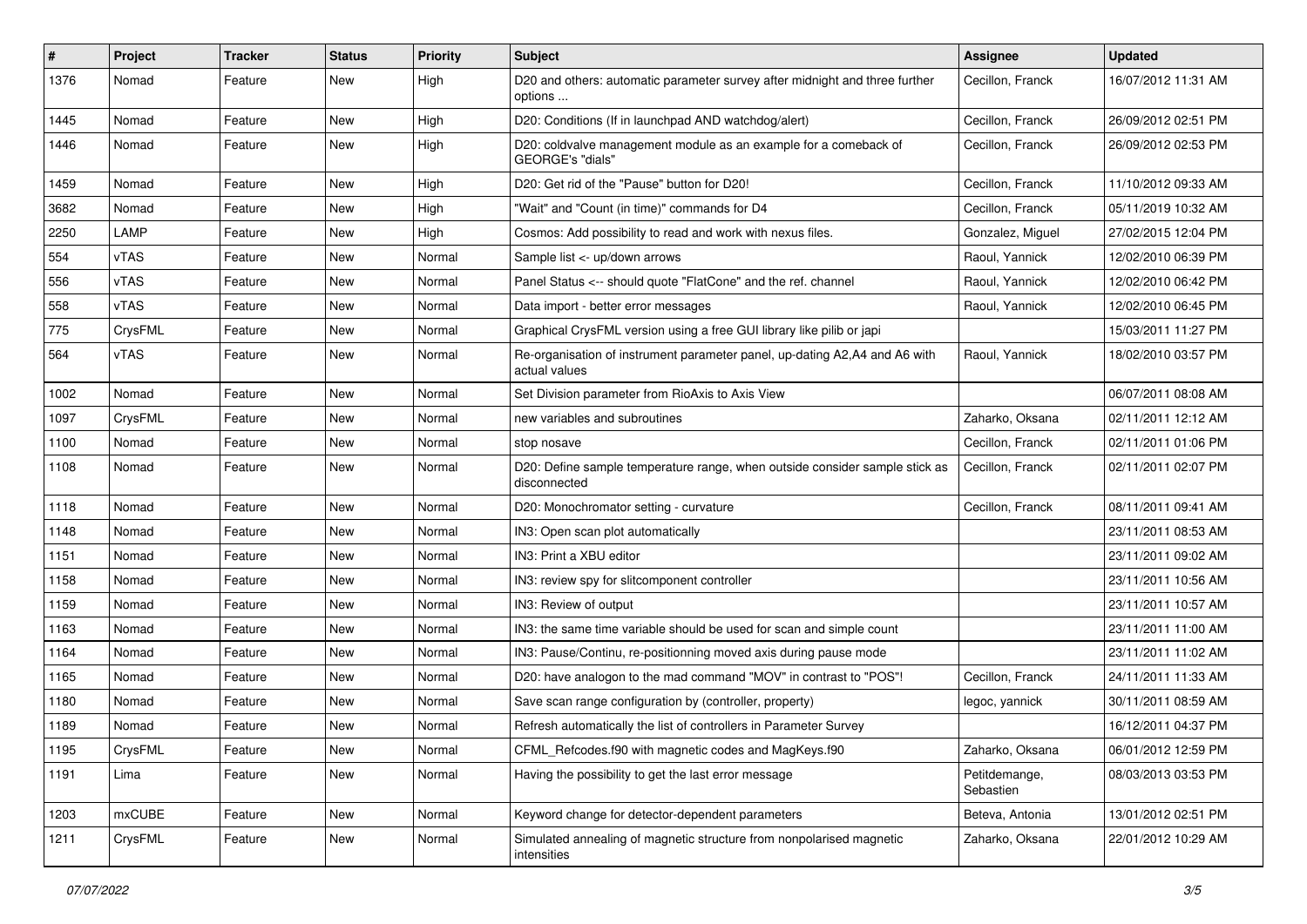| # | Project | Tracker | Status | Priority | Subject | Assignee | Updated |
|---|---|---|---|---|---|---|---|
| 1376 | Nomad | Feature | New | High | D20 and others: automatic parameter survey after midnight and three further options ... | Cecillon, Franck | 16/07/2012 11:31 AM |
| 1445 | Nomad | Feature | New | High | D20: Conditions (If in launchpad AND watchdog/alert) | Cecillon, Franck | 26/09/2012 02:51 PM |
| 1446 | Nomad | Feature | New | High | D20: coldvalve management module as an example for a comeback of GEORGE's "dials" | Cecillon, Franck | 26/09/2012 02:53 PM |
| 1459 | Nomad | Feature | New | High | D20: Get rid of the "Pause" button for D20! | Cecillon, Franck | 11/10/2012 09:33 AM |
| 3682 | Nomad | Feature | New | High | "Wait" and "Count (in time)" commands for D4 | Cecillon, Franck | 05/11/2019 10:32 AM |
| 2250 | LAMP | Feature | New | High | Cosmos: Add possibility to read and work with nexus files. | Gonzalez, Miguel | 27/02/2015 12:04 PM |
| 554 | vTAS | Feature | New | Normal | Sample list <- up/down arrows | Raoul, Yannick | 12/02/2010 06:39 PM |
| 556 | vTAS | Feature | New | Normal | Panel Status <-- should quote "FlatCone" and the ref. channel | Raoul, Yannick | 12/02/2010 06:42 PM |
| 558 | vTAS | Feature | New | Normal | Data import - better error messages | Raoul, Yannick | 12/02/2010 06:45 PM |
| 775 | CrysFML | Feature | New | Normal | Graphical CrysFML version using a free GUI library like pilib or japi | | 15/03/2011 11:27 PM |
| 564 | vTAS | Feature | New | Normal | Re-organisation of instrument parameter panel, up-dating A2,A4 and A6 with actual values | Raoul, Yannick | 18/02/2010 03:57 PM |
| 1002 | Nomad | Feature | New | Normal | Set Division parameter from RioAxis to Axis View | | 06/07/2011 08:08 AM |
| 1097 | CrysFML | Feature | New | Normal | new variables and subroutines | Zaharko, Oksana | 02/11/2011 12:12 AM |
| 1100 | Nomad | Feature | New | Normal | stop nosave | Cecillon, Franck | 02/11/2011 01:06 PM |
| 1108 | Nomad | Feature | New | Normal | D20: Define sample temperature range, when outside consider sample stick as disconnected | Cecillon, Franck | 02/11/2011 02:07 PM |
| 1118 | Nomad | Feature | New | Normal | D20: Monochromator setting - curvature | Cecillon, Franck | 08/11/2011 09:41 AM |
| 1148 | Nomad | Feature | New | Normal | IN3: Open scan plot automatically | | 23/11/2011 08:53 AM |
| 1151 | Nomad | Feature | New | Normal | IN3: Print a XBU editor | | 23/11/2011 09:02 AM |
| 1158 | Nomad | Feature | New | Normal | IN3: review spy for slitcomponent controller | | 23/11/2011 10:56 AM |
| 1159 | Nomad | Feature | New | Normal | IN3: Review of output | | 23/11/2011 10:57 AM |
| 1163 | Nomad | Feature | New | Normal | IN3: the same time variable should be used for scan and simple count | | 23/11/2011 11:00 AM |
| 1164 | Nomad | Feature | New | Normal | IN3: Pause/Continu, re-positionning moved axis during pause mode | | 23/11/2011 11:02 AM |
| 1165 | Nomad | Feature | New | Normal | D20: have analogon to the mad command "MOV" in contrast to "POS"! | Cecillon, Franck | 24/11/2011 11:33 AM |
| 1180 | Nomad | Feature | New | Normal | Save scan range configuration by (controller, property) | legoc, yannick | 30/11/2011 08:59 AM |
| 1189 | Nomad | Feature | New | Normal | Refresh automatically the list of controllers in Parameter Survey | | 16/12/2011 04:37 PM |
| 1195 | CrysFML | Feature | New | Normal | CFML_Refcodes.f90 with magnetic codes and MagKeys.f90 | Zaharko, Oksana | 06/01/2012 12:59 PM |
| 1191 | Lima | Feature | New | Normal | Having the possibility to get the last error message | Petitdemange, Sebastien | 08/03/2013 03:53 PM |
| 1203 | mxCUBE | Feature | New | Normal | Keyword change for detector-dependent parameters | Beteva, Antonia | 13/01/2012 02:51 PM |
| 1211 | CrysFML | Feature | New | Normal | Simulated annealing of magnetic structure from nonpolarised magnetic intensities | Zaharko, Oksana | 22/01/2012 10:29 AM |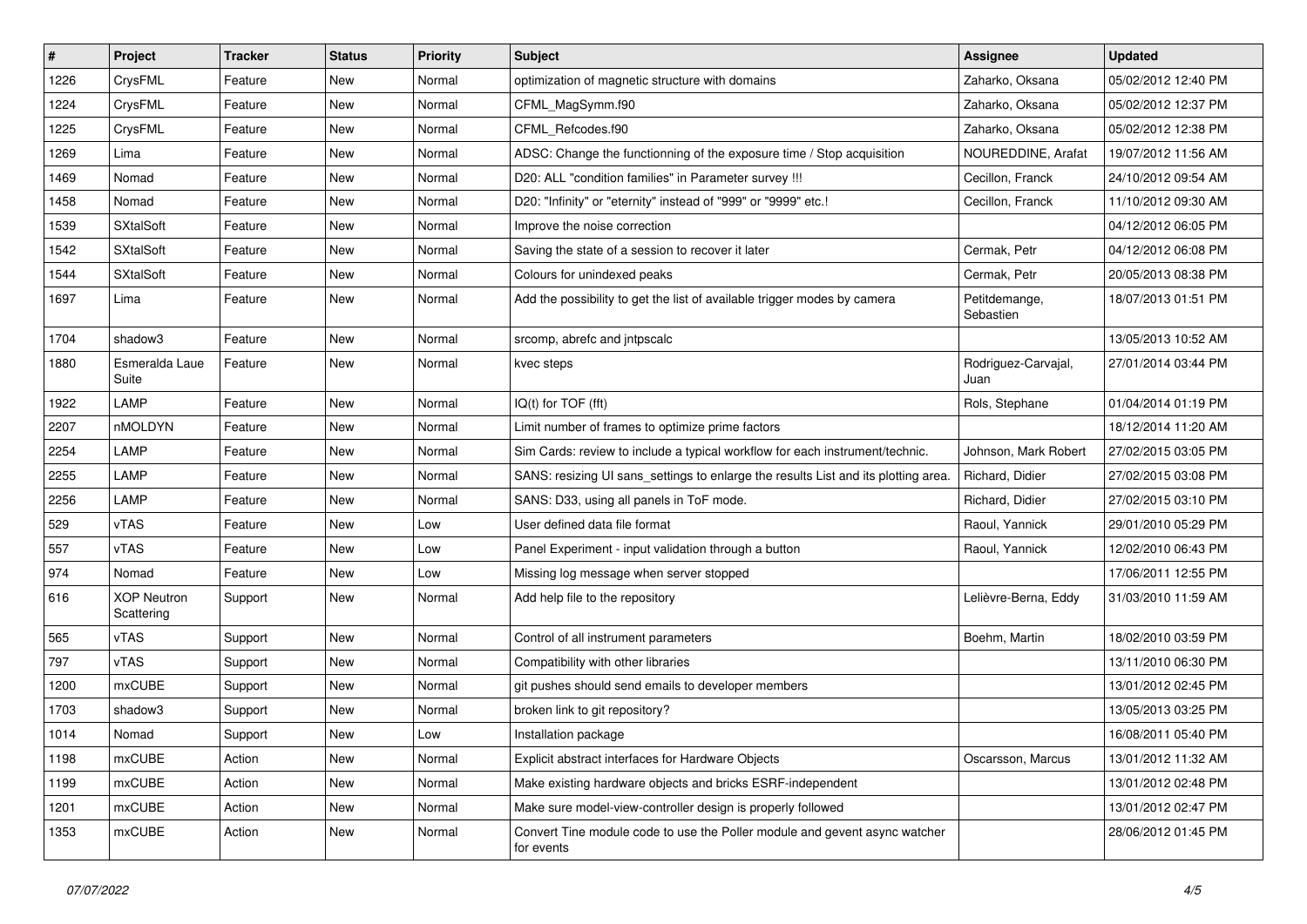| # | Project | Tracker | Status | Priority | Subject | Assignee | Updated |
|---|---|---|---|---|---|---|---|
| 1226 | CrysFML | Feature | New | Normal | optimization of magnetic structure with domains | Zaharko, Oksana | 05/02/2012 12:40 PM |
| 1224 | CrysFML | Feature | New | Normal | CFML_MagSymm.f90 | Zaharko, Oksana | 05/02/2012 12:37 PM |
| 1225 | CrysFML | Feature | New | Normal | CFML_Refcodes.f90 | Zaharko, Oksana | 05/02/2012 12:38 PM |
| 1269 | Lima | Feature | New | Normal | ADSC: Change the functionning of the exposure time / Stop acquisition | NOUREDDINE, Arafat | 19/07/2012 11:56 AM |
| 1469 | Nomad | Feature | New | Normal | D20: ALL "condition families" in Parameter survey !!! | Cecillon, Franck | 24/10/2012 09:54 AM |
| 1458 | Nomad | Feature | New | Normal | D20: "Infinity" or "eternity" instead of "999" or "9999" etc.! | Cecillon, Franck | 11/10/2012 09:30 AM |
| 1539 | SXtalSoft | Feature | New | Normal | Improve the noise correction | | 04/12/2012 06:05 PM |
| 1542 | SXtalSoft | Feature | New | Normal | Saving the state of a session to recover it later | Cermak, Petr | 04/12/2012 06:08 PM |
| 1544 | SXtalSoft | Feature | New | Normal | Colours for unindexed peaks | Cermak, Petr | 20/05/2013 08:38 PM |
| 1697 | Lima | Feature | New | Normal | Add the possibility to get the list of available trigger modes by camera | Petitdemange, Sebastien | 18/07/2013 01:51 PM |
| 1704 | shadow3 | Feature | New | Normal | srcomp, abrefc and jntpscalc | | 13/05/2013 10:52 AM |
| 1880 | Esmeralda Laue Suite | Feature | New | Normal | kvec steps | Rodriguez-Carvajal, Juan | 27/01/2014 03:44 PM |
| 1922 | LAMP | Feature | New | Normal | IQ(t) for TOF (fft) | Rols, Stephane | 01/04/2014 01:19 PM |
| 2207 | nMOLDYN | Feature | New | Normal | Limit number of frames to optimize prime factors | | 18/12/2014 11:20 AM |
| 2254 | LAMP | Feature | New | Normal | Sim Cards: review to include a typical workflow for each instrument/technic. | Johnson, Mark Robert | 27/02/2015 03:05 PM |
| 2255 | LAMP | Feature | New | Normal | SANS: resizing UI sans_settings to enlarge the results List and its plotting area. | Richard, Didier | 27/02/2015 03:08 PM |
| 2256 | LAMP | Feature | New | Normal | SANS: D33, using all panels in ToF mode. | Richard, Didier | 27/02/2015 03:10 PM |
| 529 | vTAS | Feature | New | Low | User defined data file format | Raoul, Yannick | 29/01/2010 05:29 PM |
| 557 | vTAS | Feature | New | Low | Panel Experiment - input validation through a button | Raoul, Yannick | 12/02/2010 06:43 PM |
| 974 | Nomad | Feature | New | Low | Missing log message when server stopped | | 17/06/2011 12:55 PM |
| 616 | XOP Neutron Scattering | Support | New | Normal | Add help file to the repository | Lelièvre-Berna, Eddy | 31/03/2010 11:59 AM |
| 565 | vTAS | Support | New | Normal | Control of all instrument parameters | Boehm, Martin | 18/02/2010 03:59 PM |
| 797 | vTAS | Support | New | Normal | Compatibility with other libraries | | 13/11/2010 06:30 PM |
| 1200 | mxCUBE | Support | New | Normal | git pushes should send emails to developer members | | 13/01/2012 02:45 PM |
| 1703 | shadow3 | Support | New | Normal | broken link to git repository? | | 13/05/2013 03:25 PM |
| 1014 | Nomad | Support | New | Low | Installation package | | 16/08/2011 05:40 PM |
| 1198 | mxCUBE | Action | New | Normal | Explicit abstract interfaces for Hardware Objects | Oscarsson, Marcus | 13/01/2012 11:32 AM |
| 1199 | mxCUBE | Action | New | Normal | Make existing hardware objects and bricks ESRF-independent | | 13/01/2012 02:48 PM |
| 1201 | mxCUBE | Action | New | Normal | Make sure model-view-controller design is properly followed | | 13/01/2012 02:47 PM |
| 1353 | mxCUBE | Action | New | Normal | Convert Tine module code to use the Poller module and gevent async watcher for events | | 28/06/2012 01:45 PM |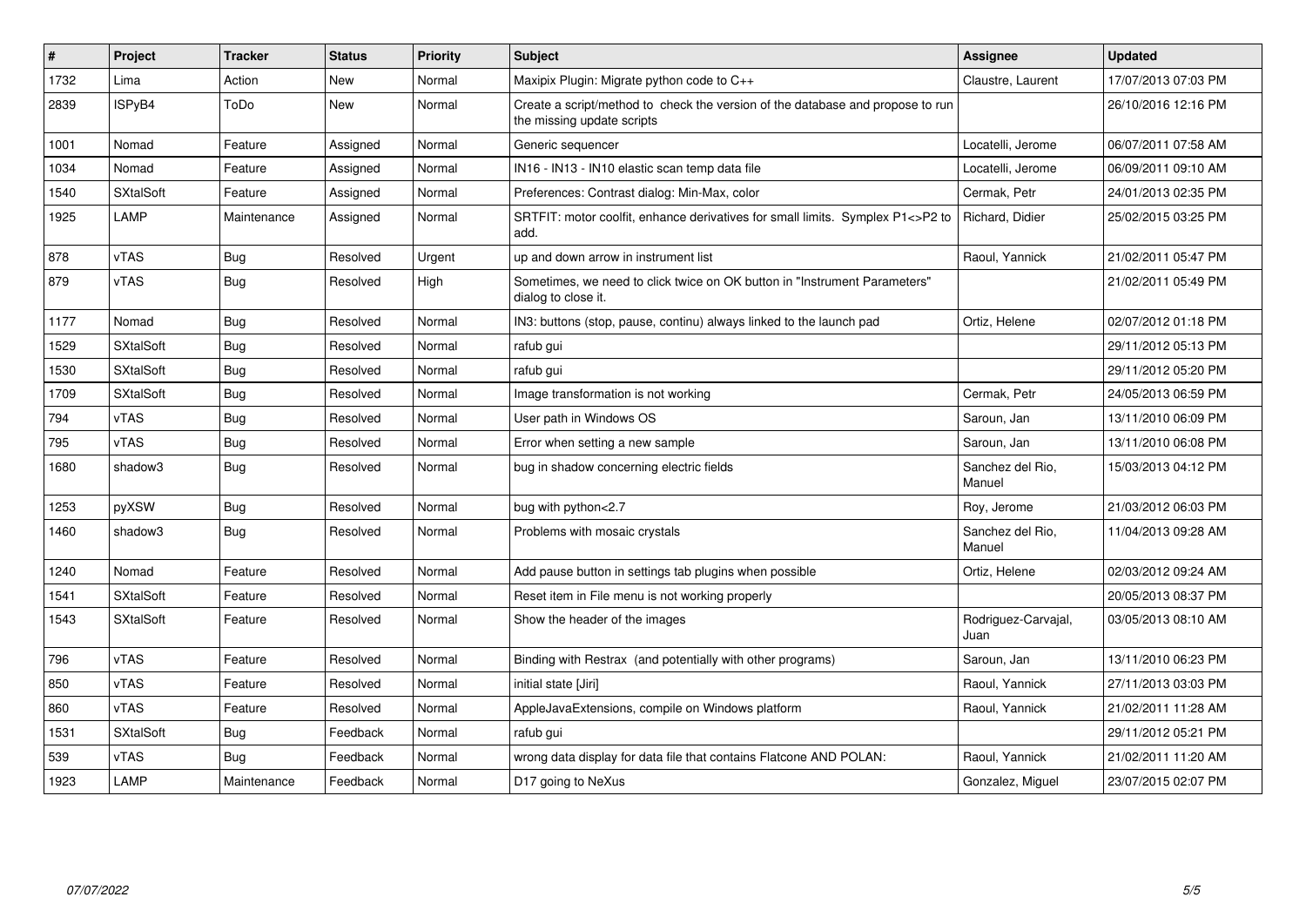| # | Project | Tracker | Status | Priority | Subject | Assignee | Updated |
|---|---|---|---|---|---|---|---|
| 1732 | Lima | Action | New | Normal | Maxipix Plugin: Migrate python code to C++ | Claustre, Laurent | 17/07/2013 07:03 PM |
| 2839 | ISPyB4 | ToDo | New | Normal | Create a script/method to check the version of the database and propose to run the missing update scripts | | 26/10/2016 12:16 PM |
| 1001 | Nomad | Feature | Assigned | Normal | Generic sequencer | Locatelli, Jerome | 06/07/2011 07:58 AM |
| 1034 | Nomad | Feature | Assigned | Normal | IN16 - IN13 - IN10 elastic scan temp data file | Locatelli, Jerome | 06/09/2011 09:10 AM |
| 1540 | SXtalSoft | Feature | Assigned | Normal | Preferences: Contrast dialog: Min-Max, color | Cermak, Petr | 24/01/2013 02:35 PM |
| 1925 | LAMP | Maintenance | Assigned | Normal | SRTFIT: motor coolfit, enhance derivatives for small limits. Symplex P1<>P2 to add. | Richard, Didier | 25/02/2015 03:25 PM |
| 878 | vTAS | Bug | Resolved | Urgent | up and down arrow in instrument list | Raoul, Yannick | 21/02/2011 05:47 PM |
| 879 | vTAS | Bug | Resolved | High | Sometimes, we need to click twice on OK button in "Instrument Parameters" dialog to close it. | | 21/02/2011 05:49 PM |
| 1177 | Nomad | Bug | Resolved | Normal | IN3: buttons (stop, pause, continu) always linked to the launch pad | Ortiz, Helene | 02/07/2012 01:18 PM |
| 1529 | SXtalSoft | Bug | Resolved | Normal | rafub gui | | 29/11/2012 05:13 PM |
| 1530 | SXtalSoft | Bug | Resolved | Normal | rafub gui | | 29/11/2012 05:20 PM |
| 1709 | SXtalSoft | Bug | Resolved | Normal | Image transformation is not working | Cermak, Petr | 24/05/2013 06:59 PM |
| 794 | vTAS | Bug | Resolved | Normal | User path in Windows OS | Saroun, Jan | 13/11/2010 06:09 PM |
| 795 | vTAS | Bug | Resolved | Normal | Error when setting a new sample | Saroun, Jan | 13/11/2010 06:08 PM |
| 1680 | shadow3 | Bug | Resolved | Normal | bug in shadow concerning electric fields | Sanchez del Rio, Manuel | 15/03/2013 04:12 PM |
| 1253 | pyXSW | Bug | Resolved | Normal | bug with python<2.7 | Roy, Jerome | 21/03/2012 06:03 PM |
| 1460 | shadow3 | Bug | Resolved | Normal | Problems with mosaic crystals | Sanchez del Rio, Manuel | 11/04/2013 09:28 AM |
| 1240 | Nomad | Feature | Resolved | Normal | Add pause button in settings tab plugins when possible | Ortiz, Helene | 02/03/2012 09:24 AM |
| 1541 | SXtalSoft | Feature | Resolved | Normal | Reset item in File menu is not working properly | | 20/05/2013 08:37 PM |
| 1543 | SXtalSoft | Feature | Resolved | Normal | Show the header of the images | Rodriguez-Carvajal, Juan | 03/05/2013 08:10 AM |
| 796 | vTAS | Feature | Resolved | Normal | Binding with Restrax (and potentially with other programs) | Saroun, Jan | 13/11/2010 06:23 PM |
| 850 | vTAS | Feature | Resolved | Normal | initial state [Jiri] | Raoul, Yannick | 27/11/2013 03:03 PM |
| 860 | vTAS | Feature | Resolved | Normal | AppleJavaExtensions, compile on Windows platform | Raoul, Yannick | 21/02/2011 11:28 AM |
| 1531 | SXtalSoft | Bug | Feedback | Normal | rafub gui | | 29/11/2012 05:21 PM |
| 539 | vTAS | Bug | Feedback | Normal | wrong data display for data file that contains Flatcone AND POLAN: | Raoul, Yannick | 21/02/2011 11:20 AM |
| 1923 | LAMP | Maintenance | Feedback | Normal | D17 going to NeXus | Gonzalez, Miguel | 23/07/2015 02:07 PM |